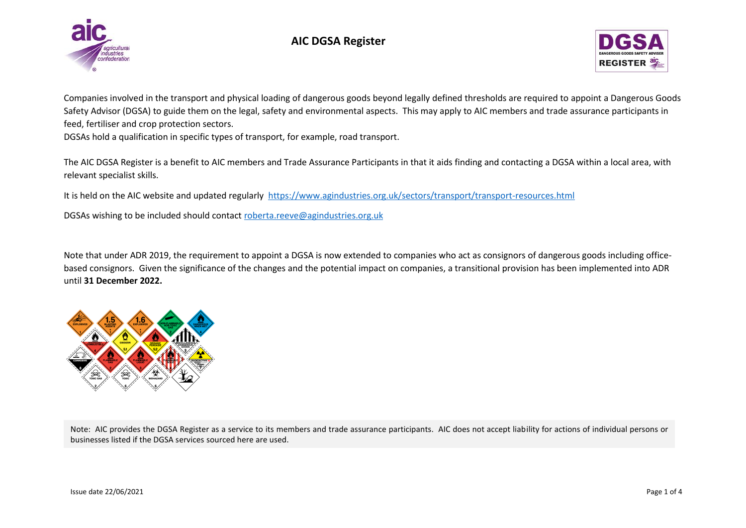# AIC DGSA Register

Companies involved in the transport and physical loading of dangerous goods beyond legally defined thresholds are required to appoint a Dangerous Goods Safety Advisor (DGSA) to guide them on the legal, safety and environmental aspects. This may apply to AIC members and trade assurance participants in feed, fertiliser and crop protection sectors.
DGSAs hold a qualification in specific types of transport, for example, road transport.

The AIC DGSA Register is a benefit to AIC members and Trade Assurance Participants in that it aids finding and contacting a DGSA within a local area, with relevant specialist skills.

It is held on the AIC website and updated regularly https://www.agindustries.org.uk/sectors/transport/transport-resources.html

DGSAs wishing to be included should contact roberta.reeve@agindustries.org.uk

Note that under ADR 2019, the requirement to appoint a DGSA is now extended to companies who act as consignors of dangerous goods including office-based consignors. Given the significance of the changes and the potential impact on companies, a transitional provision has been implemented into ADR until **31 December 2022.**

Note: AIC provides the DGSA Register as a service to its members and trade assurance participants. AIC does not accept liability for actions of individual persons or businesses listed if the DGSA services sourced here are used.

Issue date 22/06/2021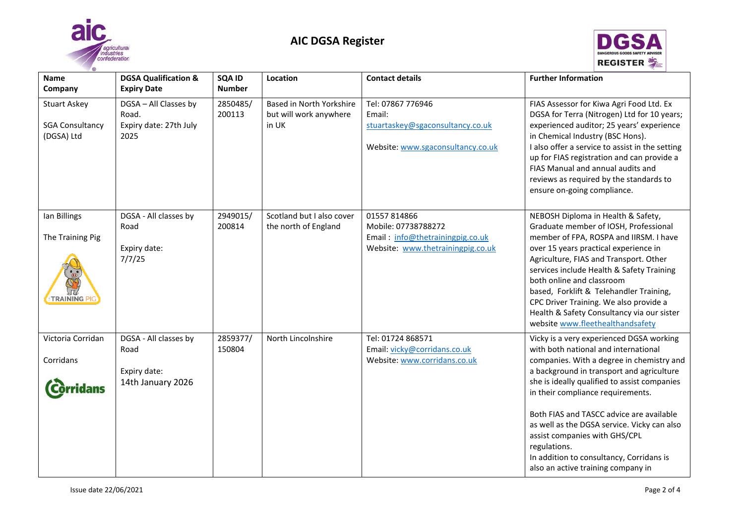# AIC DGSA Register

| Name<br>Company | DGSA Qualification & Expiry Date | SQA ID Number | Location | Contact details | Further Information |
|---|---|---|---|---|---|
| Stuart Askey<br><br>SGA Consultancy (DGSA) Ltd | DGSA – All Classes by Road.<br>Expiry date: 27th July 2025 | 2850485/ 200113 | Based in North Yorkshire but will work anywhere in UK | Tel: 07867 776946<br>Email: stuartaskey@sgaconsultancy.co.uk<br><br>Website: www.sgaconsultancy.co.uk | FIAS Assessor for Kiwa Agri Food Ltd. Ex DGSA for Terra (Nitrogen) Ltd for 10 years; experienced auditor; 25 years' experience in Chemical Industry (BSC Hons).<br>I also offer a service to assist in the setting up for FIAS registration and can provide a FIAS Manual and annual audits and reviews as required by the standards to ensure on-going compliance. |
| Ian Billings<br><br>The Training Pig | DGSA - All classes by Road<br><br>Expiry date:<br>7/7/25 | 2949015/ 200814 | Scotland but I also cover the north of England | 01557 814866<br>Mobile: 07738788272<br>Email : info@thetrainingpig.co.uk<br>Website: www.thetrainingpig.co.uk | NEBOSH Diploma in Health & Safety, Graduate member of IOSH, Professional member of FPA, ROSPA and IIRSM. I have over 15 years practical experience in Agriculture, FIAS and Transport. Other services include Health & Safety Training both online and classroom based, Forklift & Telehandler Training, CPC Driver Training. We also provide a Health & Safety Consultancy via our sister website www.fleethealthandsafety |
| Victoria Corridan<br><br>Corridans | DGSA - All classes by Road<br><br>Expiry date:<br>14th January 2026 | 2859377/ 150804 | North Lincolnshire | Tel: 01724 868571<br>Email: vicky@corridans.co.uk<br>Website: www.corridans.co.uk | Vicky is a very experienced DGSA working with both national and international companies. With a degree in chemistry and a background in transport and agriculture she is ideally qualified to assist companies in their compliance requirements.<br><br>Both FIAS and TASCC advice are available as well as the DGSA service. Vicky can also assist companies with GHS/CPL regulations.<br>In addition to consultancy, Corridans is also an active training company in |

Issue date 22/06/2021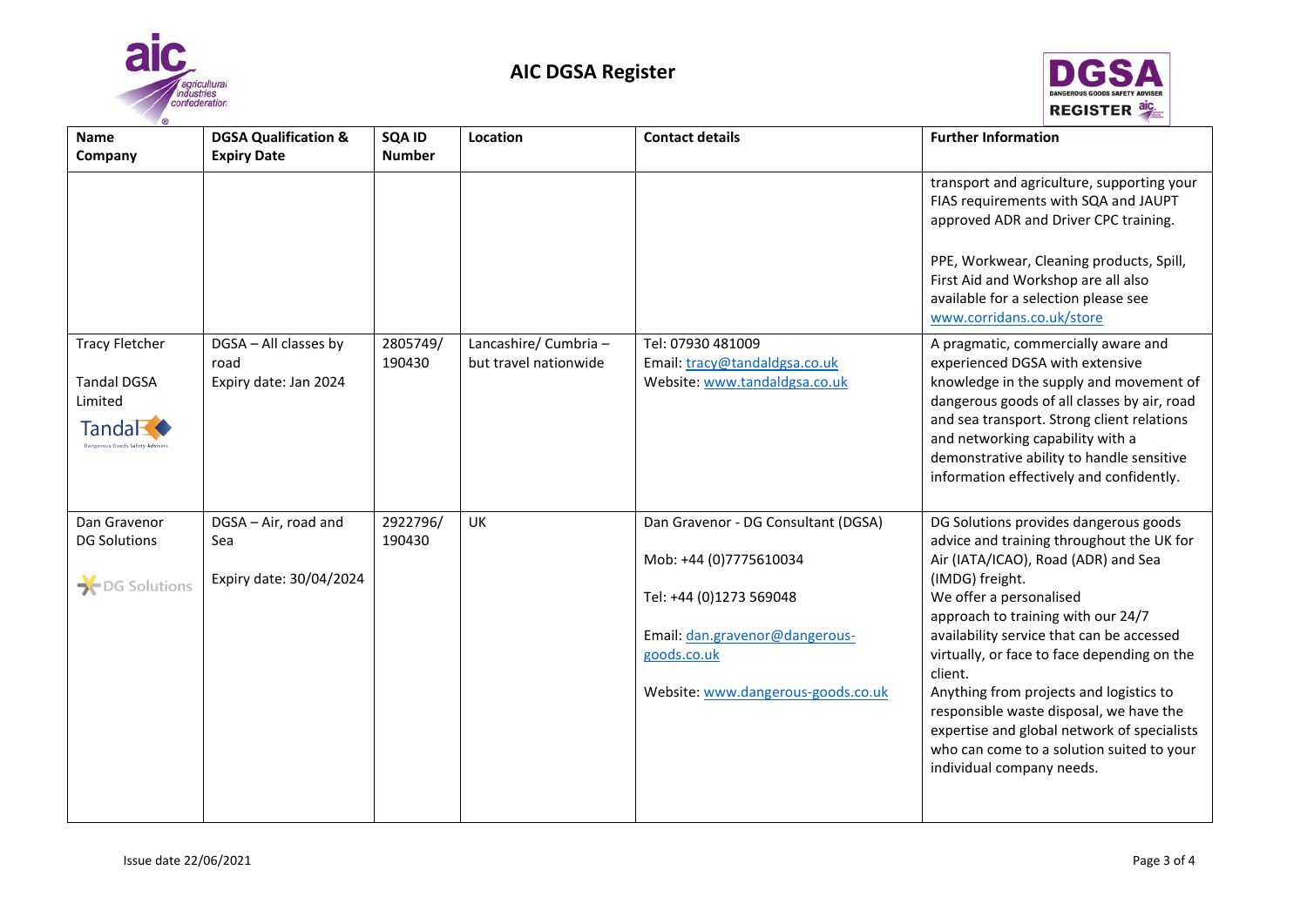# AIC DGSA Register

| Name<br>Company | DGSA Qualification & Expiry Date | SQA ID Number | Location | Contact details | Further Information |
|---|---|---|---|---|---|
| | | | | | transport and agriculture, supporting your FIAS requirements with SQA and JAUPT approved ADR and Driver CPC training.<br><br>PPE, Workwear, Cleaning products, Spill, First Aid and Workshop are all also available for a selection please see www.corridans.co.uk/store |
| Tracy Fletcher<br><br>Tandal DGSA Limited | DGSA – All classes by road<br>Expiry date: Jan 2024 | 2805749/ 190430 | Lancashire/ Cumbria – but travel nationwide | Tel: 07930 481009<br>Email: tracy@tandaldgsa.co.uk<br>Website: www.tandaldgsa.co.uk | A pragmatic, commercially aware and experienced DGSA with extensive knowledge in the supply and movement of dangerous goods of all classes by air, road and sea transport. Strong client relations and networking capability with a demonstrative ability to handle sensitive information effectively and confidently. |
| Dan Gravenor<br>DG Solutions | DGSA – Air, road and Sea<br><br>Expiry date: 30/04/2024 | 2922796/ 190430 | UK | Dan Gravenor - DG Consultant (DGSA)<br><br>Mob: +44 (0)7775610034<br><br>Tel: +44 (0)1273 569048<br><br>Email: dan.gravenor@dangerous-goods.co.uk<br><br>Website: www.dangerous-goods.co.uk | DG Solutions provides dangerous goods advice and training throughout the UK for Air (IATA/ICAO), Road (ADR) and Sea (IMDG) freight.<br>We offer a personalised approach to training with our 24/7 availability service that can be accessed virtually, or face to face depending on the client.<br>Anything from projects and logistics to responsible waste disposal, we have the expertise and global network of specialists who can come to a solution suited to your individual company needs. |

Issue date 22/06/2021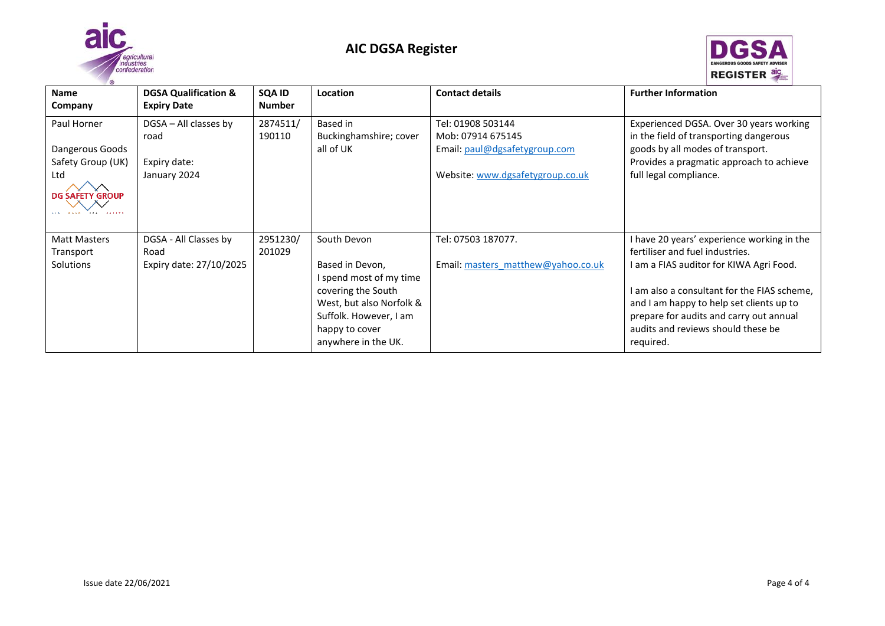# AIC DGSA Register

| Name<br>Company | DGSA Qualification & Expiry Date | SQA ID Number | Location | Contact details | Further Information |
|---|---|---|---|---|---|
| Paul Horner<br><br>Dangerous Goods Safety Group (UK) Ltd<br><br>DG SAFETY GROUP | DGSA – All classes by road<br><br>Expiry date:<br>January 2024 | 2874511/<br>190110 | Based in Buckinghamshire; cover all of UK | Tel: 01908 503144<br>Mob: 07914 675145<br>Email: paul@dgsafetygroup.com<br><br>Website: www.dgsafetygroup.co.uk | Experienced DGSA. Over 30 years working in the field of transporting dangerous goods by all modes of transport.<br>Provides a pragmatic approach to achieve full legal compliance. |
| Matt Masters<br>Transport Solutions | DGSA - All Classes by Road<br>Expiry date: 27/10/2025 | 2951230/<br>201029 | South Devon<br><br>Based in Devon,<br>I spend most of my time covering the South West, but also Norfolk & Suffolk. However, I am happy to cover anywhere in the UK. | Tel: 07503 187077.<br><br>Email: masters_matthew@yahoo.co.uk | I have 20 years' experience working in the fertiliser and fuel industries.<br>I am a FIAS auditor for KIWA Agri Food.<br><br>I am also a consultant for the FIAS scheme, and I am happy to help set clients up to prepare for audits and carry out annual audits and reviews should these be required. |

Issue date 22/06/2021